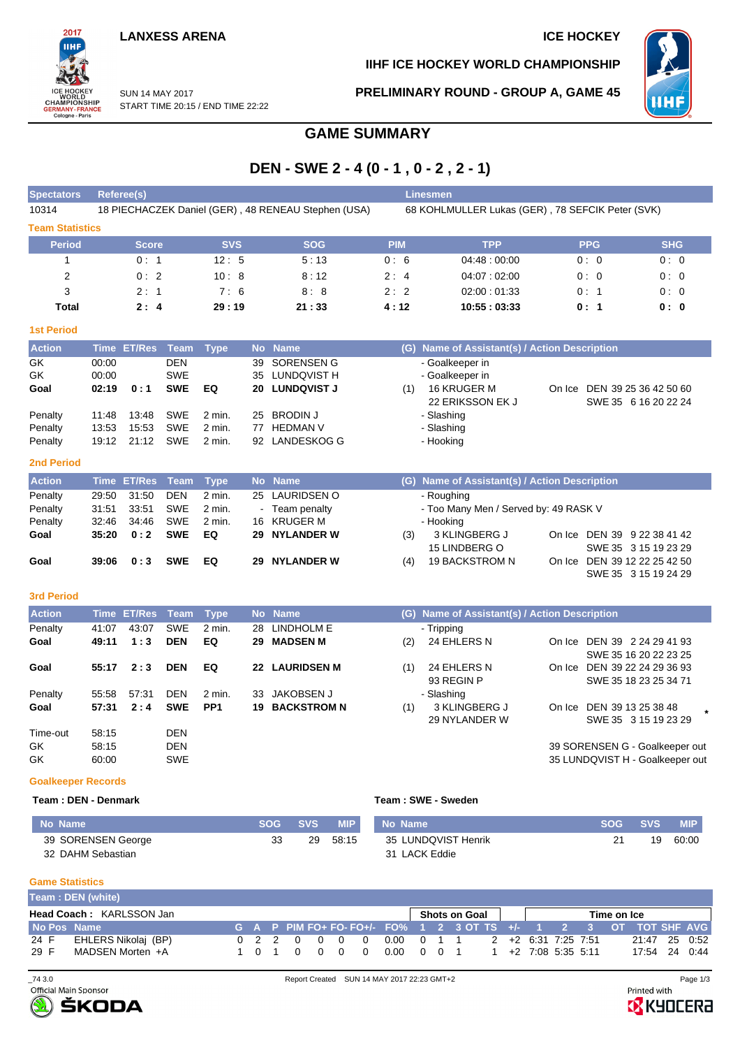LANXESS ARENA

ICE HOCKEY

IIHF ICE HOCKEY WORLD CHAMPIONSHIP

SUN 14 MAY 2017
START TIME 20:15 / END TIME 22:22

PRELIMINARY ROUND - GROUP A, GAME 45

# GAME SUMMARY

## DEN - SWE 2 - 4 (0 - 1 , 0 - 2 , 2 - 1)

| Spectators | Referee(s) | Linesmen |
|---|---|---|
| 10314 | 18 PIECHACZEK Daniel (GER) , 48 RENEAU Stephen (USA) | 68 KOHLMULLER Lukas (GER) , 78 SEFCIK Peter (SVK) |

### Team Statistics

| Period | Score | SVS | SOG | PIM | TPP | PPG | SHG |
|---|---|---|---|---|---|---|---|
| 1 | 0 : 1 | 12 : 5 | 5 : 13 | 0 : 6 | 04:48 : 00:00 | 0 : 0 | 0 : 0 |
| 2 | 0 : 2 | 10 : 8 | 8 : 12 | 2 : 4 | 04:07 : 02:00 | 0 : 0 | 0 : 0 |
| 3 | 2 : 1 | 7 : 6 | 8 : 8 | 2 : 2 | 02:00 : 01:33 | 0 : 1 | 0 : 0 |
| **Total** | **2 : 4** | **29 : 19** | **21 : 33** | **4 : 12** | **10:55 : 03:33** | **0 : 1** | **0 : 0** |

### 1st Period

| Action | Time | ET/Res | Team | Type | No | Name | (G) | Name of Assistant(s) / Action Description | |
|---|---|---|---|---|---|---|---|---|---|
| GK | 00:00 | | DEN | | 39 | SORENSEN G | | - Goalkeeper in | |
| GK | 00:00 | | SWE | | 35 | LUNDQVIST H | | - Goalkeeper in | |
| **Goal** | **02:19** | **0 : 1** | **SWE** | **EQ** | **20** | **LUNDQVIST J** | (1) | 16 KRUGER M<br>22 ERIKSSON EK J | On Ice DEN 39 25 36 42 50 60<br>SWE 35 6 16 20 22 24 |
| Penalty | 11:48 | 13:48 | SWE | 2 min. | 25 | BRODIN J | | - Slashing | |
| Penalty | 13:53 | 15:53 | SWE | 2 min. | 77 | HEDMAN V | | - Slashing | |
| Penalty | 19:12 | 21:12 | SWE | 2 min. | 92 | LANDESKOG G | | - Hooking | |

### 2nd Period

| Action | Time | ET/Res | Team | Type | No | Name | (G) | Name of Assistant(s) / Action Description | |
|---|---|---|---|---|---|---|---|---|---|
| Penalty | 29:50 | 31:50 | DEN | 2 min. | 25 | LAURIDSEN O | | - Roughing | |
| Penalty | 31:51 | 33:51 | SWE | 2 min. | - | Team penalty | | - Too Many Men / Served by: 49 RASK V | |
| Penalty | 32:46 | 34:46 | SWE | 2 min. | 16 | KRUGER M | | - Hooking | |
| **Goal** | **35:20** | **0 : 2** | **SWE** | **EQ** | **29** | **NYLANDER W** | (3) | 3 KLINGBERG J<br>15 LINDBERG O | On Ice DEN 39 9 22 38 41 42<br>SWE 35 3 15 19 23 29 |
| **Goal** | **39:06** | **0 : 3** | **SWE** | **EQ** | **29** | **NYLANDER W** | (4) | 19 BACKSTROM N | On Ice DEN 39 12 22 25 42 50<br>SWE 35 3 15 19 24 29 |

### 3rd Period

| Action | Time | ET/Res | Team | Type | No | Name | (G) | Name of Assistant(s) / Action Description | |
|---|---|---|---|---|---|---|---|---|---|
| Penalty | 41:07 | 43:07 | SWE | 2 min. | 28 | LINDHOLM E | | - Tripping | |
| **Goal** | **49:11** | **1 : 3** | **DEN** | **EQ** | **29** | **MADSEN M** | (2) | 24 EHLERS N | On Ice DEN 39 2 24 29 41 93<br>SWE 35 16 20 22 23 25 |
| **Goal** | **55:17** | **2 : 3** | **DEN** | **EQ** | **22** | **LAURIDSEN M** | (1) | 24 EHLERS N<br>93 REGIN P | On Ice DEN 39 22 24 29 36 93<br>SWE 35 18 23 25 34 71 |
| Penalty | 55:58 | 57:31 | DEN | 2 min. | 33 | JAKOBSEN J | | - Slashing | |
| **Goal** | **57:31** | **2 : 4** | **SWE** | **PP1** | **19** | **BACKSTROM N** | (1) | 3 KLINGBERG J<br>29 NYLANDER W | On Ice DEN 39 13 25 38 48 *<br>SWE 35 3 15 19 23 29 |
| Time-out | 58:15 | | DEN | | | | | | |
| GK | 58:15 | | DEN | | | | | | 39 SORENSEN G - Goalkeeper out |
| GK | 60:00 | | SWE | | | | | | 35 LUNDQVIST H - Goalkeeper out |

### Goalkeeper Records

**Team : DEN - Denmark**

| No | Name | SOG | SVS | MIP |
|---|---|---|---|---|
| 39 | SORENSEN George | 33 | 29 | 58:15 |
| 32 | DAHM Sebastian | | | |

**Team : SWE - Sweden**

| No | Name | SOG | SVS | MIP |
|---|---|---|---|---|
| 35 | LUNDQVIST Henrik | 21 | 19 | 60:00 |
| 31 | LACK Eddie | | | |

### Game Statistics

**Team : DEN (white)**

**Head Coach :** KARLSSON Jan

| No | Pos | Name | G | A | P | PIM | FO+ | FO- | FO+/- | FO% | SOG 1 | SOG 2 | SOG 3 | SOG OT | SOG TS | +/- | TOI 1 | TOI 2 | TOI 3 | TOI OT | TOI TOT | SHF | AVG |
|---|---|---|---|---|---|---|---|---|---|---|---|---|---|---|---|---|---|---|---|---|---|---|---|
| 24 | F | EHLERS Nikolaj (BP) | 0 | 2 | 2 | 0 | 0 | 0 | 0 | 0.00 | 0 | 1 | 1 | | 2 | +2 | 6:31 | 7:25 | 7:51 | | 21:47 | 25 | 0:52 |
| 29 | F | MADSEN Morten +A | 1 | 0 | 1 | 0 | 0 | 0 | 0 | 0.00 | 0 | 0 | 1 | | 1 | +2 | 7:08 | 5:35 | 5:11 | | 17:54 | 24 | 0:44 |

_74 3.0 Report Created SUN 14 MAY 2017 22:23 GMT+2

Official Main Sponsor ŠKODA — Printed with KYOCERA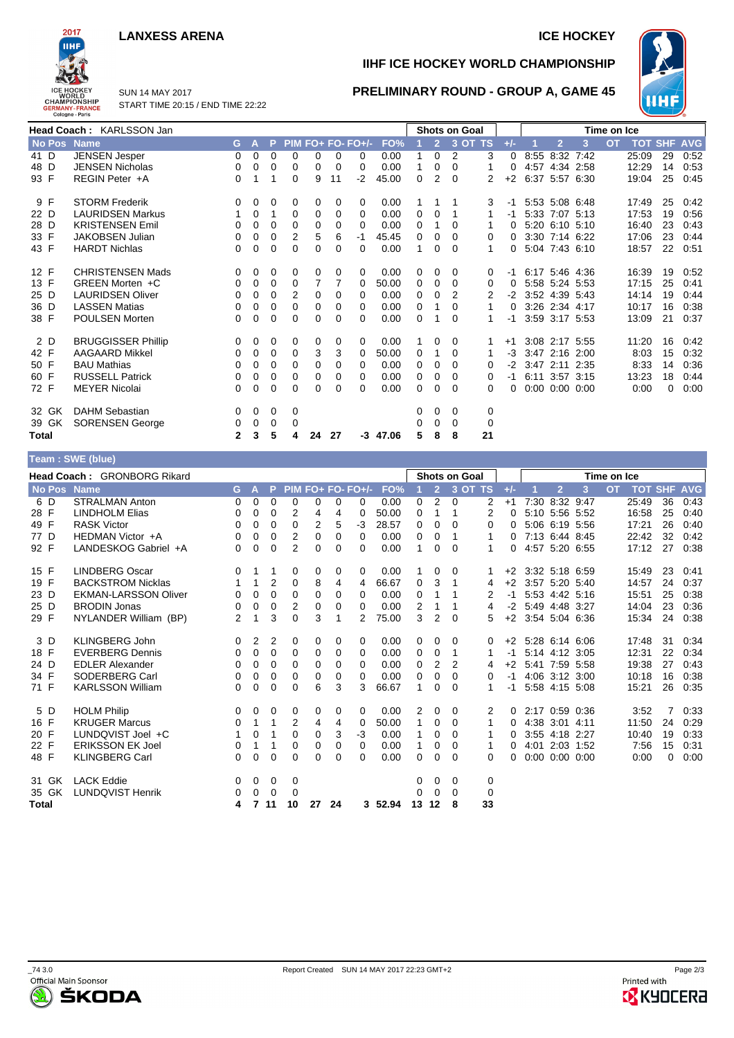# IIHF ICE HOCKEY WORLD CHAMPIONSHIP

LANXESS ARENA — ICE HOCKEY

SUN 14 MAY 2017
START TIME 20:15 / END TIME 22:22

## PRELIMINARY ROUND - GROUP A, GAME 45

**Head Coach :** KARLSSON Jan

| No | Pos | Name | G | A | P | PIM | FO+ | FO- | FO+/- | FO% | Shots 1 | Shots 2 | Shots 3 | Shots OT | Shots TS | +/- | TOI 1 | TOI 2 | TOI 3 | TOI OT | TOI TOT | SHF | AVG |
|---|---|---|---|---|---|---|---|---|---|---|---|---|---|---|---|---|---|---|---|---|---|---|---|
| 41 | D | JENSEN Jesper | 0 | 0 | 0 | 0 | 0 | 0 | 0 | 0.00 | 1 | 0 | 2 | | 3 | 0 | 8:55 | 8:32 | 7:42 | | 25:09 | 29 | 0:52 |
| 48 | D | JENSEN Nicholas | 0 | 0 | 0 | 0 | 0 | 0 | 0 | 0.00 | 1 | 0 | 0 | | 1 | 0 | 4:57 | 4:34 | 2:58 | | 12:29 | 14 | 0:53 |
| 93 | F | REGIN Peter +A | 0 | 1 | 1 | 0 | 9 | 11 | -2 | 45.00 | 0 | 2 | 0 | | 2 | +2 | 6:37 | 5:57 | 6:30 | | 19:04 | 25 | 0:45 |
| 9 | F | STORM Frederik | 0 | 0 | 0 | 0 | 0 | 0 | 0 | 0.00 | 1 | 1 | 1 | | 3 | -1 | 5:53 | 5:08 | 6:48 | | 17:49 | 25 | 0:42 |
| 22 | D | LAURIDSEN Markus | 1 | 0 | 1 | 0 | 0 | 0 | 0 | 0.00 | 0 | 0 | 1 | | 1 | -1 | 5:33 | 7:07 | 5:13 | | 17:53 | 19 | 0:56 |
| 28 | D | KRISTENSEN Emil | 0 | 0 | 0 | 0 | 0 | 0 | 0 | 0.00 | 0 | 1 | 0 | | 1 | 0 | 5:20 | 6:10 | 5:10 | | 16:40 | 23 | 0:43 |
| 33 | F | JAKOBSEN Julian | 0 | 0 | 0 | 2 | 5 | 6 | -1 | 45.45 | 0 | 0 | 0 | | 0 | 0 | 3:30 | 7:14 | 6:22 | | 17:06 | 23 | 0:44 |
| 43 | F | HARDT Nichlas | 0 | 0 | 0 | 0 | 0 | 0 | 0 | 0.00 | 1 | 0 | 0 | | 1 | 0 | 5:04 | 7:43 | 6:10 | | 18:57 | 22 | 0:51 |
| 12 | F | CHRISTENSEN Mads | 0 | 0 | 0 | 0 | 0 | 0 | 0 | 0.00 | 0 | 0 | 0 | | 0 | -1 | 6:17 | 5:46 | 4:36 | | 16:39 | 19 | 0:52 |
| 13 | F | GREEN Morten +C | 0 | 0 | 0 | 0 | 7 | 7 | 0 | 50.00 | 0 | 0 | 0 | | 0 | 0 | 5:58 | 5:24 | 5:53 | | 17:15 | 25 | 0:41 |
| 25 | D | LAURIDSEN Oliver | 0 | 0 | 0 | 2 | 0 | 0 | 0 | 0.00 | 0 | 0 | 2 | | 2 | -2 | 3:52 | 4:39 | 5:43 | | 14:14 | 19 | 0:44 |
| 36 | D | LASSEN Matias | 0 | 0 | 0 | 0 | 0 | 0 | 0 | 0.00 | 0 | 1 | 0 | | 1 | 0 | 3:26 | 2:34 | 4:17 | | 10:17 | 16 | 0:38 |
| 38 | F | POULSEN Morten | 0 | 0 | 0 | 0 | 0 | 0 | 0 | 0.00 | 0 | 1 | 0 | | 1 | -1 | 3:59 | 3:17 | 5:53 | | 13:09 | 21 | 0:37 |
| 2 | D | BRUGGISSER Phillip | 0 | 0 | 0 | 0 | 0 | 0 | 0 | 0.00 | 1 | 0 | 0 | | 1 | +1 | 3:08 | 2:17 | 5:55 | | 11:20 | 16 | 0:42 |
| 42 | F | AAGAARD Mikkel | 0 | 0 | 0 | 0 | 3 | 3 | 0 | 50.00 | 0 | 1 | 0 | | 1 | -3 | 3:47 | 2:16 | 2:00 | | 8:03 | 15 | 0:32 |
| 50 | F | BAU Mathias | 0 | 0 | 0 | 0 | 0 | 0 | 0 | 0.00 | 0 | 0 | 0 | | 0 | -2 | 3:47 | 2:11 | 2:35 | | 8:33 | 14 | 0:36 |
| 60 | F | RUSSELL Patrick | 0 | 0 | 0 | 0 | 0 | 0 | 0 | 0.00 | 0 | 0 | 0 | | 0 | -1 | 6:11 | 3:57 | 3:15 | | 13:23 | 18 | 0:44 |
| 72 | F | MEYER Nicolai | 0 | 0 | 0 | 0 | 0 | 0 | 0 | 0.00 | 0 | 0 | 0 | | 0 | 0 | 0:00 | 0:00 | 0:00 | | 0:00 | 0 | 0:00 |
| 32 | GK | DAHM Sebastian | 0 | 0 | 0 | 0 | | | | | 0 | 0 | 0 | | 0 | | | | | | | | |
| 39 | GK | SORENSEN George | 0 | 0 | 0 | 0 | | | | | 0 | 0 | 0 | | 0 | | | | | | | | |
| Total | | | 2 | 3 | 5 | 4 | 24 | 27 | -3 | 47.06 | 5 | 8 | 8 | | 21 | | | | | | | | |

### Team : SWE (blue)

**Head Coach :** GRONBORG Rikard

| No | Pos | Name | G | A | P | PIM | FO+ | FO- | FO+/- | FO% | Shots 1 | Shots 2 | Shots 3 | Shots OT | Shots TS | +/- | TOI 1 | TOI 2 | TOI 3 | TOI OT | TOI TOT | SHF | AVG |
|---|---|---|---|---|---|---|---|---|---|---|---|---|---|---|---|---|---|---|---|---|---|---|---|
| 6 | D | STRALMAN Anton | 0 | 0 | 0 | 0 | 0 | 0 | 0 | 0.00 | 0 | 2 | 0 | | 2 | +1 | 7:30 | 8:32 | 9:47 | | 25:49 | 36 | 0:43 |
| 28 | F | LINDHOLM Elias | 0 | 0 | 0 | 2 | 4 | 4 | 0 | 50.00 | 0 | 1 | 1 | | 2 | 0 | 5:10 | 5:56 | 5:52 | | 16:58 | 25 | 0:40 |
| 49 | F | RASK Victor | 0 | 0 | 0 | 0 | 2 | 5 | -3 | 28.57 | 0 | 0 | 0 | | 0 | 0 | 5:06 | 6:19 | 5:56 | | 17:21 | 26 | 0:40 |
| 77 | D | HEDMAN Victor +A | 0 | 0 | 0 | 2 | 0 | 0 | 0 | 0.00 | 0 | 0 | 1 | | 1 | 0 | 7:13 | 6:44 | 8:45 | | 22:42 | 32 | 0:42 |
| 92 | F | LANDESKOG Gabriel +A | 0 | 0 | 0 | 2 | 0 | 0 | 0 | 0.00 | 1 | 0 | 0 | | 1 | 0 | 4:57 | 5:20 | 6:55 | | 17:12 | 27 | 0:38 |
| 15 | F | LINDBERG Oscar | 0 | 1 | 1 | 0 | 0 | 0 | 0 | 0.00 | 1 | 0 | 0 | | 1 | +2 | 3:32 | 5:18 | 6:59 | | 15:49 | 23 | 0:41 |
| 19 | F | BACKSTROM Nicklas | 1 | 1 | 2 | 0 | 8 | 4 | 4 | 66.67 | 0 | 3 | 1 | | 4 | +2 | 3:57 | 5:20 | 5:40 | | 14:57 | 24 | 0:37 |
| 23 | D | EKMAN-LARSSON Oliver | 0 | 0 | 0 | 0 | 0 | 0 | 0 | 0.00 | 0 | 1 | 1 | | 2 | -1 | 5:53 | 4:42 | 5:16 | | 15:51 | 25 | 0:38 |
| 25 | D | BRODIN Jonas | 0 | 0 | 0 | 2 | 0 | 0 | 0 | 0.00 | 2 | 1 | 1 | | 4 | -2 | 5:49 | 4:48 | 3:27 | | 14:04 | 23 | 0:36 |
| 29 | F | NYLANDER William (BP) | 2 | 1 | 3 | 0 | 3 | 1 | 2 | 75.00 | 3 | 2 | 0 | | 5 | +2 | 3:54 | 5:04 | 6:36 | | 15:34 | 24 | 0:38 |
| 3 | D | KLINGBERG John | 0 | 2 | 2 | 0 | 0 | 0 | 0 | 0.00 | 0 | 0 | 0 | | 0 | +2 | 5:28 | 6:14 | 6:06 | | 17:48 | 31 | 0:34 |
| 18 | F | EVERBERG Dennis | 0 | 0 | 0 | 0 | 0 | 0 | 0 | 0.00 | 0 | 0 | 1 | | 1 | -1 | 5:14 | 4:12 | 3:05 | | 12:31 | 22 | 0:34 |
| 24 | D | EDLER Alexander | 0 | 0 | 0 | 0 | 0 | 0 | 0 | 0.00 | 0 | 2 | 2 | | 4 | +2 | 5:41 | 7:59 | 5:58 | | 19:38 | 27 | 0:43 |
| 34 | F | SODERBERG Carl | 0 | 0 | 0 | 0 | 0 | 0 | 0 | 0.00 | 0 | 0 | 0 | | 0 | -1 | 4:06 | 3:12 | 3:00 | | 10:18 | 16 | 0:38 |
| 71 | F | KARLSSON William | 0 | 0 | 0 | 0 | 6 | 3 | 3 | 66.67 | 1 | 0 | 0 | | 1 | -1 | 5:58 | 4:15 | 5:08 | | 15:21 | 26 | 0:35 |
| 5 | D | HOLM Philip | 0 | 0 | 0 | 0 | 0 | 0 | 0 | 0.00 | 2 | 0 | 0 | | 2 | 0 | 2:17 | 0:59 | 0:36 | | 3:52 | 7 | 0:33 |
| 16 | F | KRUGER Marcus | 0 | 1 | 1 | 2 | 4 | 4 | 0 | 50.00 | 1 | 0 | 0 | | 1 | 0 | 4:38 | 3:01 | 4:11 | | 11:50 | 24 | 0:29 |
| 20 | F | LUNDQVIST Joel +C | 1 | 0 | 1 | 0 | 0 | 3 | -3 | 0.00 | 1 | 0 | 0 | | 1 | 0 | 3:55 | 4:18 | 2:27 | | 10:40 | 19 | 0:33 |
| 22 | F | ERIKSSON EK Joel | 0 | 1 | 1 | 0 | 0 | 0 | 0 | 0.00 | 1 | 0 | 0 | | 1 | 0 | 4:01 | 2:03 | 1:52 | | 7:56 | 15 | 0:31 |
| 48 | F | KLINGBERG Carl | 0 | 0 | 0 | 0 | 0 | 0 | 0 | 0.00 | 0 | 0 | 0 | | 0 | 0 | 0:00 | 0:00 | 0:00 | | 0:00 | 0 | 0:00 |
| 31 | GK | LACK Eddie | 0 | 0 | 0 | 0 | | | | | 0 | 0 | 0 | | 0 | | | | | | | | |
| 35 | GK | LUNDQVIST Henrik | 0 | 0 | 0 | 0 | | | | | 0 | 0 | 0 | | 0 | | | | | | | | |
| Total | | | 4 | 7 | 11 | 10 | 27 | 24 | 3 | 52.94 | 13 | 12 | 8 | | 33 | | | | | | | | |

_74 3.0 — Report Created SUN 14 MAY 2017 22:23 GMT+2

Official Main Sponsor ŠKODA — Printed with KYOCERA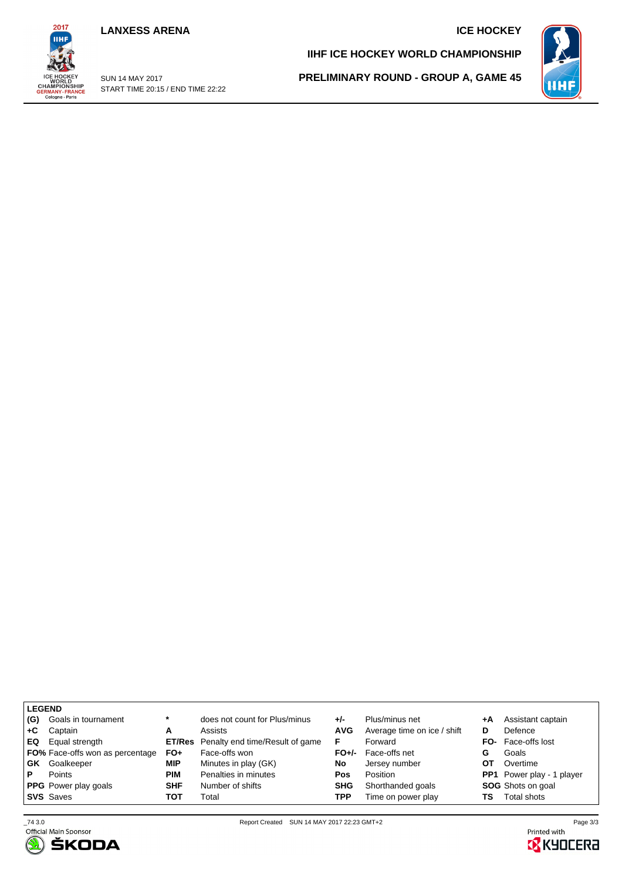## LEGEND

| | | | | | | | |
|---|---|---|---|---|---|---|---|
| **(G)** | Goals in tournament | **\*** | does not count for Plus/minus | **+/-** | Plus/minus net | **+A** | Assistant captain |
| **+C** | Captain | **A** | Assists | **AVG** | Average time on ice / shift | **D** | Defence |
| **EQ** | Equal strength | **ET/Res** | Penalty end time/Result of game | **F** | Forward | **FO-** | Face-offs lost |
| **FO%** | Face-offs won as percentage | **FO+** | Face-offs won | **FO+/-** | Face-offs net | **G** | Goals |
| **GK** | Goalkeeper | **MIP** | Minutes in play (GK) | **No** | Jersey number | **OT** | Overtime |
| **P** | Points | **PIM** | Penalties in minutes | **Pos** | Position | **PP1** | Power play - 1 player |
| **PPG** | Power play goals | **SHF** | Number of shifts | **SHG** | Shorthanded goals | **SOG** | Shots on goal |
| **SVS** | Saves | **TOT** | Total | **TPP** | Time on power play | **TS** | Total shots |